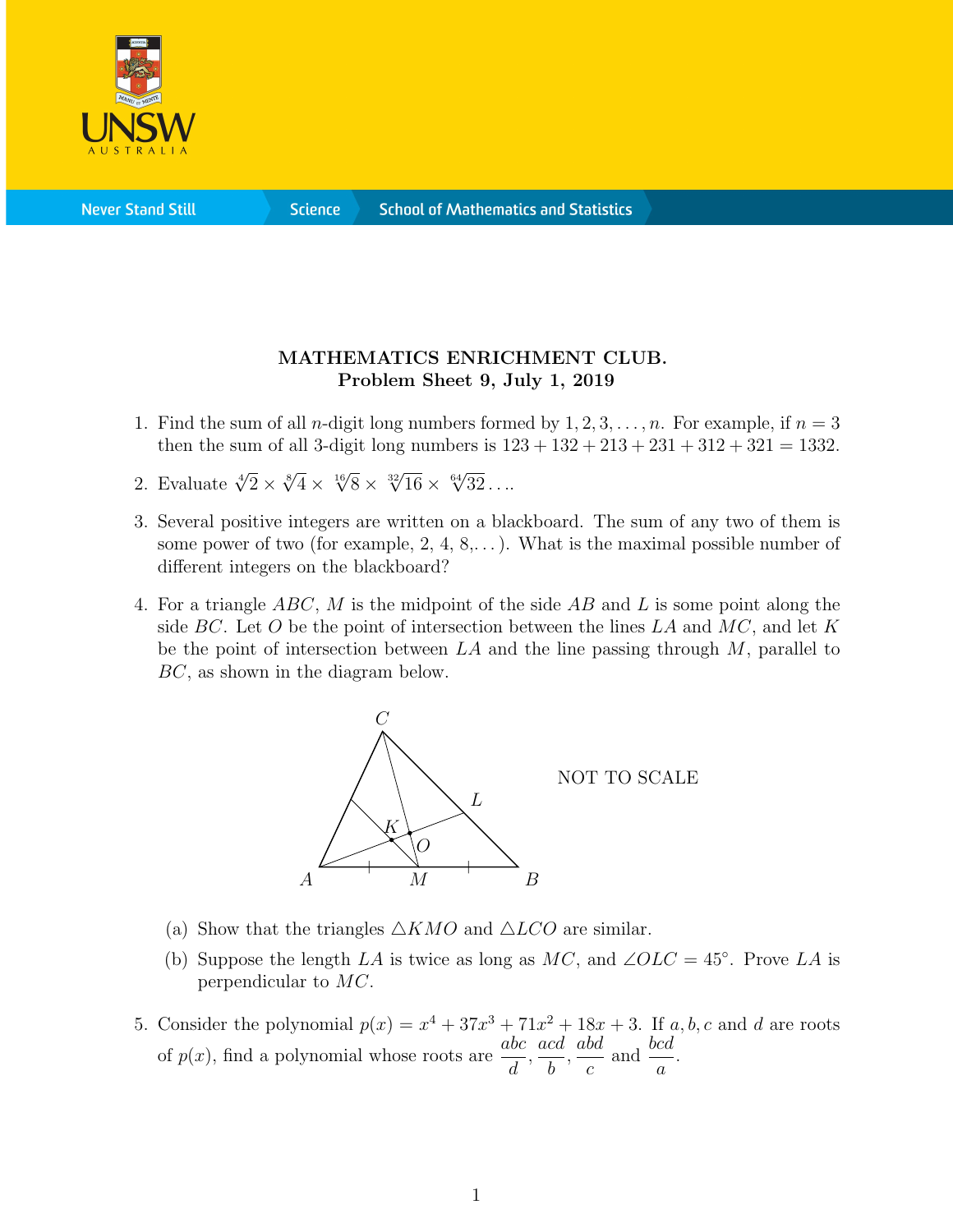**MATHEMATICS ENRICHMENT CLUB.**
**Problem Sheet 9, July 1, 2019**

1. Find the sum of all $n$-digit long numbers formed by $1, 2, 3, \ldots, n$. For example, if $n = 3$ then the sum of all 3-digit long numbers is $123 + 132 + 213 + 231 + 312 + 321 = 1332$.

2. Evaluate $\sqrt[4]{2} \times \sqrt[8]{4} \times \sqrt[16]{8} \times \sqrt[32]{16} \times \sqrt[64]{32} \ldots$.

3. Several positive integers are written on a blackboard. The sum of any two of them is some power of two (for example, 2, 4, 8,...). What is the maximal possible number of different integers on the blackboard?

4. For a triangle $ABC$, $M$ is the midpoint of the side $AB$ and $L$ is some point along the side $BC$. Let $O$ be the point of intersection between the lines $LA$ and $MC$, and let $K$ be the point of intersection between $LA$ and the line passing through $M$, parallel to $BC$, as shown in the diagram below.

   NOT TO SCALE

   (a) Show that the triangles $\triangle KMO$ and $\triangle LCO$ are similar.

   (b) Suppose the length $LA$ is twice as long as $MC$, and $\angle OLC = 45°$. Prove $LA$ is perpendicular to $MC$.

5. Consider the polynomial $p(x) = x^4 + 37x^3 + 71x^2 + 18x + 3$. If $a, b, c$ and $d$ are roots of $p(x)$, find a polynomial whose roots are $\dfrac{abc}{d}$, $\dfrac{acd}{b}$, $\dfrac{abd}{c}$ and $\dfrac{bcd}{a}$.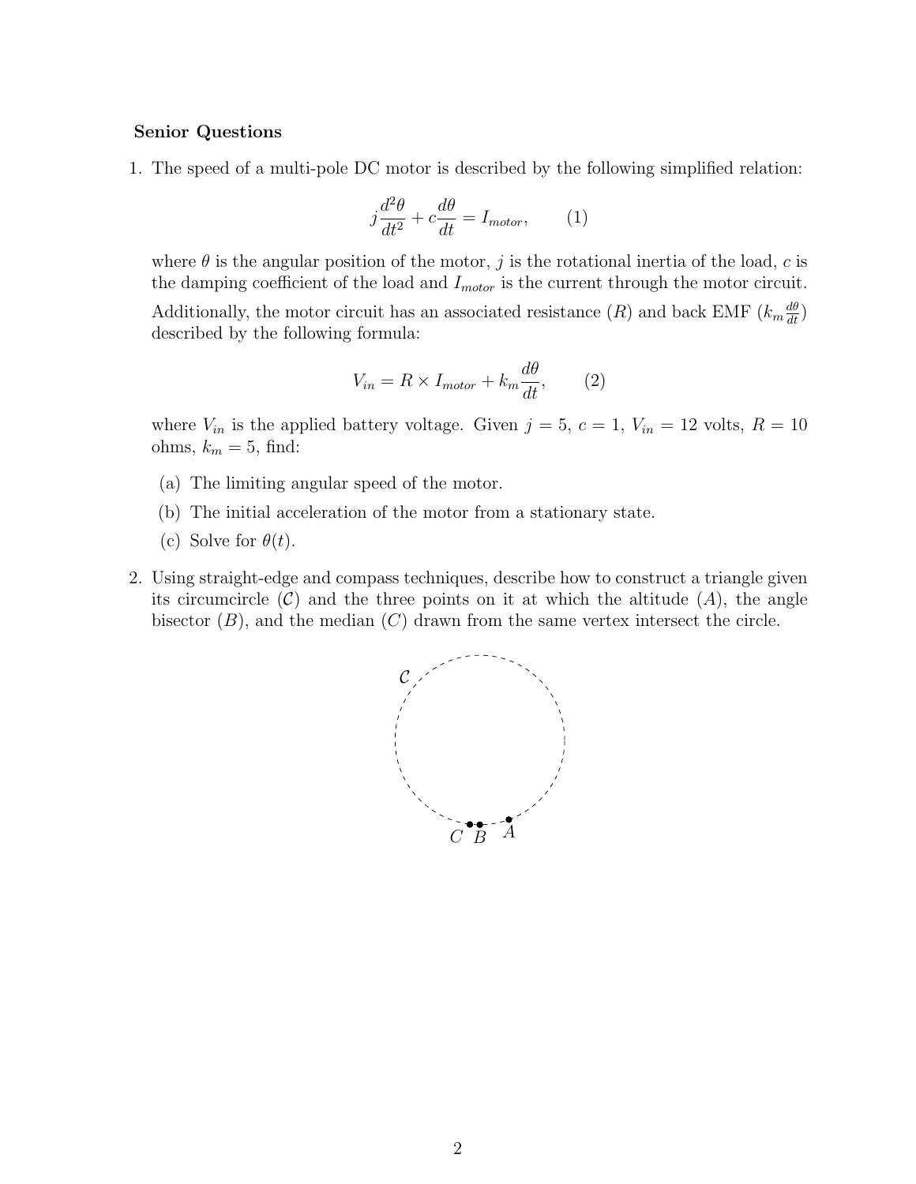**Senior Questions**

1. The speed of a multi-pole DC motor is described by the following simplified relation:

$$j\frac{d^2\theta}{dt^2} + c\frac{d\theta}{dt} = I_{motor}, \qquad (1)$$

where $\theta$ is the angular position of the motor, $j$ is the rotational inertia of the load, $c$ is the damping coefficient of the load and $I_{motor}$ is the current through the motor circuit. Additionally, the motor circuit has an associated resistance ($R$) and back EMF ($k_m \frac{d\theta}{dt}$) described by the following formula:

$$V_{in} = R \times I_{motor} + k_m\frac{d\theta}{dt}, \qquad (2)$$

where $V_{in}$ is the applied battery voltage. Given $j = 5$, $c = 1$, $V_{in} = 12$ volts, $R = 10$ ohms, $k_m = 5$, find:

   (a) The limiting angular speed of the motor.

   (b) The initial acceleration of the motor from a stationary state.

   (c) Solve for $\theta(t)$.

2. Using straight-edge and compass techniques, describe how to construct a triangle given its circumcircle ($\mathcal{C}$) and the three points on it at which the altitude ($A$), the angle bisector ($B$), and the median ($C$) drawn from the same vertex intersect the circle.

$\mathcal{C}$

$C$ $B$ $A$